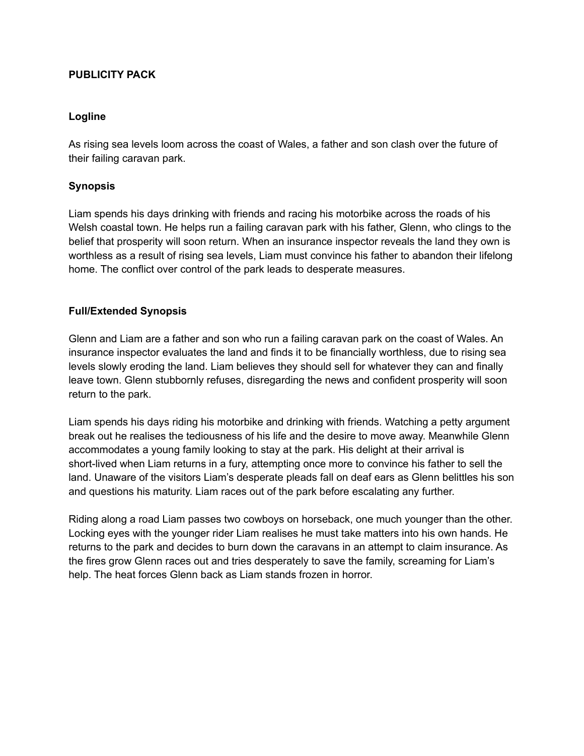# PUBLICITY PACK

## Logline

As rising sea levels loom across the coast of Wales, a father and son clash over the future of their failing caravan park.

## Synopsis

Liam spends his days drinking with friends and racing his motorbike across the roads of his Welsh coastal town. He helps run a failing caravan park with his father, Glenn, who clings to the belief that prosperity will soon return. When an insurance inspector reveals the land they own is worthless as a result of rising sea levels, Liam must convince his father to abandon their lifelong home. The conflict over control of the park leads to desperate measures.

## Full/Extended Synopsis

Glenn and Liam are a father and son who run a failing caravan park on the coast of Wales. An insurance inspector evaluates the land and finds it to be financially worthless, due to rising sea levels slowly eroding the land. Liam believes they should sell for whatever they can and finally leave town. Glenn stubbornly refuses, disregarding the news and confident prosperity will soon return to the park.

Liam spends his days riding his motorbike and drinking with friends. Watching a petty argument break out he realises the tediousness of his life and the desire to move away. Meanwhile Glenn accommodates a young family looking to stay at the park. His delight at their arrival is short-lived when Liam returns in a fury, attempting once more to convince his father to sell the land. Unaware of the visitors Liam's desperate pleads fall on deaf ears as Glenn belittles his son and questions his maturity. Liam races out of the park before escalating any further.

Riding along a road Liam passes two cowboys on horseback, one much younger than the other. Locking eyes with the younger rider Liam realises he must take matters into his own hands. He returns to the park and decides to burn down the caravans in an attempt to claim insurance. As the fires grow Glenn races out and tries desperately to save the family, screaming for Liam's help. The heat forces Glenn back as Liam stands frozen in horror.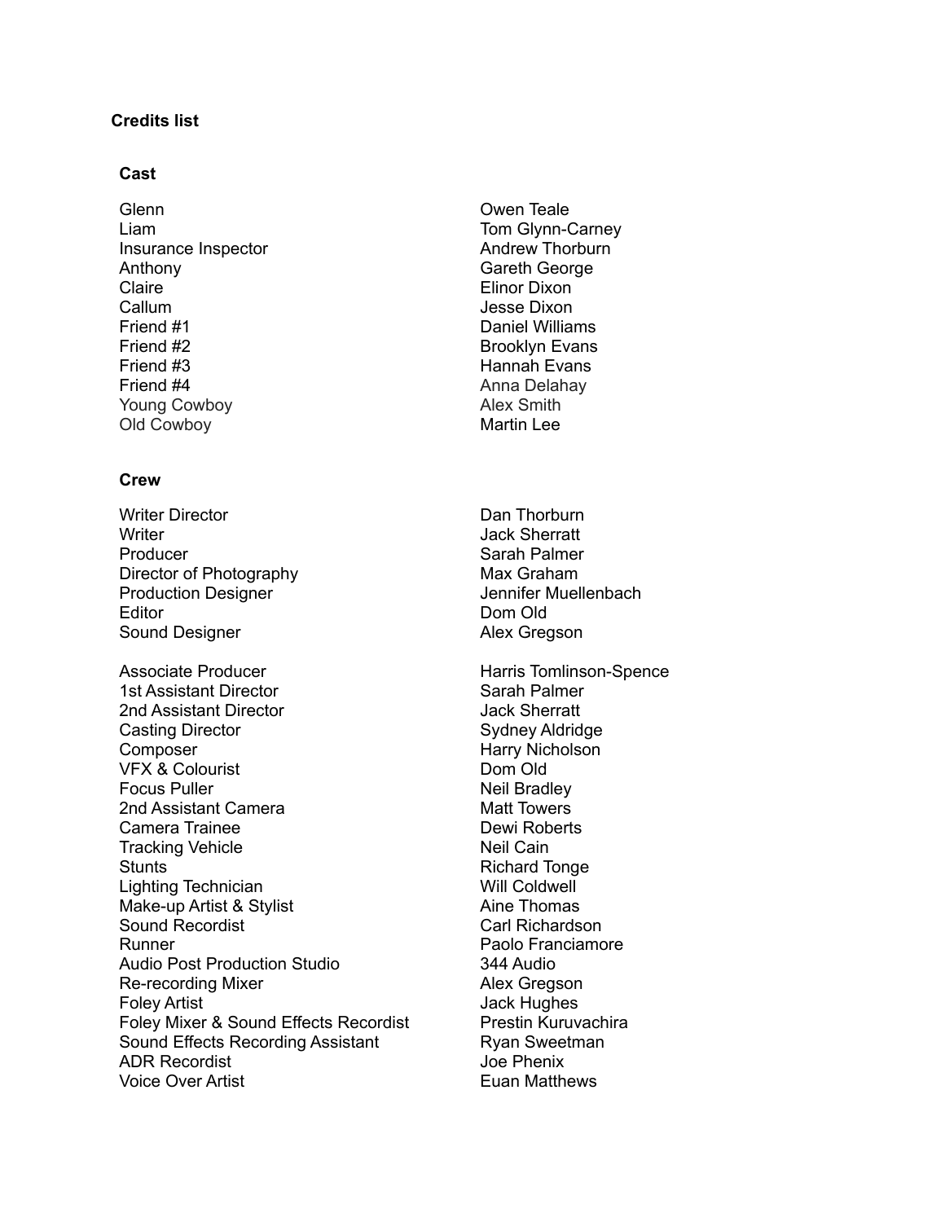**Credits list**

## Cast

| Role | Name |
|---|---|
| Glenn | Owen Teale |
| Liam | Tom Glynn-Carney |
| Insurance Inspector | Andrew Thorburn |
| Anthony | Gareth George |
| Claire | Elinor Dixon |
| Callum | Jesse Dixon |
| Friend #1 | Daniel Williams |
| Friend #2 | Brooklyn Evans |
| Friend #3 | Hannah Evans |
| Friend #4 | Anna Delahay |
| Young Cowboy | Alex Smith |
| Old Cowboy | Martin Lee |

## Crew

| Role | Name |
|---|---|
| Writer Director | Dan Thorburn |
| Writer | Jack Sherratt |
| Producer | Sarah Palmer |
| Director of Photography | Max Graham |
| Production Designer | Jennifer Muellenbach |
| Editor | Dom Old |
| Sound Designer | Alex Gregson |

| Role | Name |
|---|---|
| Associate Producer | Harris Tomlinson-Spence |
| 1st Assistant Director | Sarah Palmer |
| 2nd Assistant Director | Jack Sherratt |
| Casting Director | Sydney Aldridge |
| Composer | Harry Nicholson |
| VFX & Colourist | Dom Old |
| Focus Puller | Neil Bradley |
| 2nd Assistant Camera | Matt Towers |
| Camera Trainee | Dewi Roberts |
| Tracking Vehicle | Neil Cain |
| Stunts | Richard Tonge |
| Lighting Technician | Will Coldwell |
| Make-up Artist & Stylist | Aine Thomas |
| Sound Recordist | Carl Richardson |
| Runner | Paolo Franciamore |
| Audio Post Production Studio | 344 Audio |
| Re-recording Mixer | Alex Gregson |
| Foley Artist | Jack Hughes |
| Foley Mixer & Sound Effects Recordist | Prestin Kuruvachira |
| Sound Effects Recording Assistant | Ryan Sweetman |
| ADR Recordist | Joe Phenix |
| Voice Over Artist | Euan Matthews |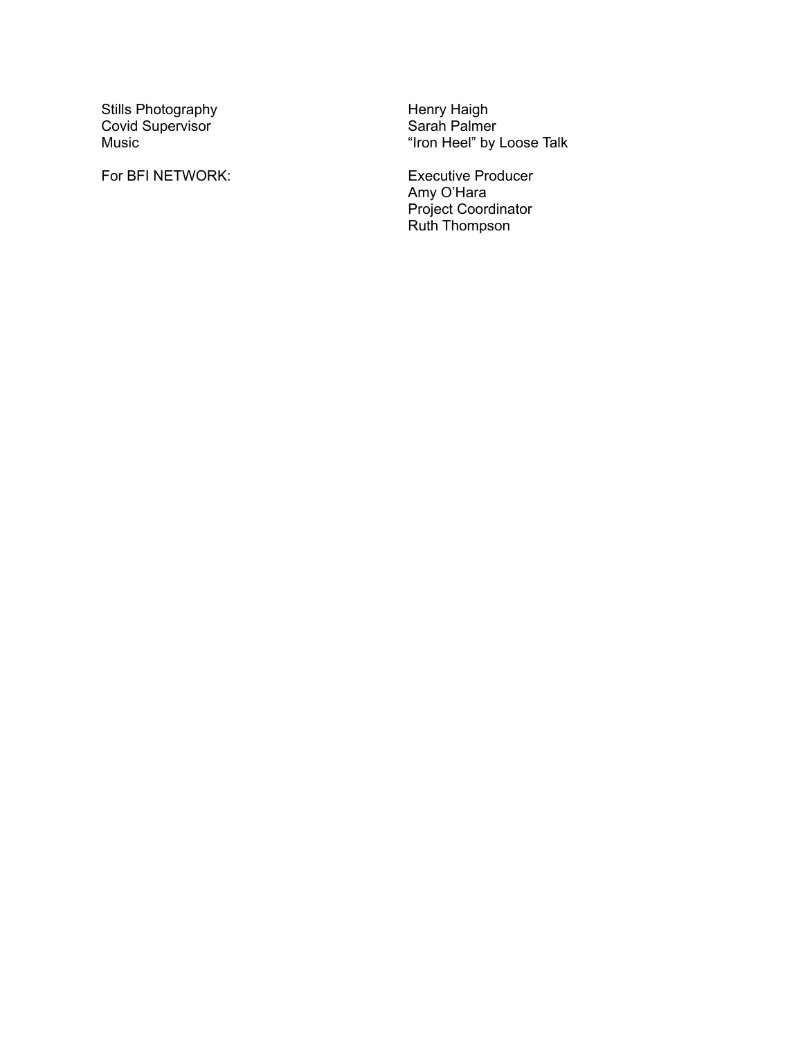| | |
|---|---|
| Stills Photography | Henry Haigh |
| Covid Supervisor | Sarah Palmer |
| Music | “Iron Heel” by Loose Talk |
| | |
| For BFI NETWORK: | Executive Producer<br>Amy O’Hara<br>Project Coordinator<br>Ruth Thompson |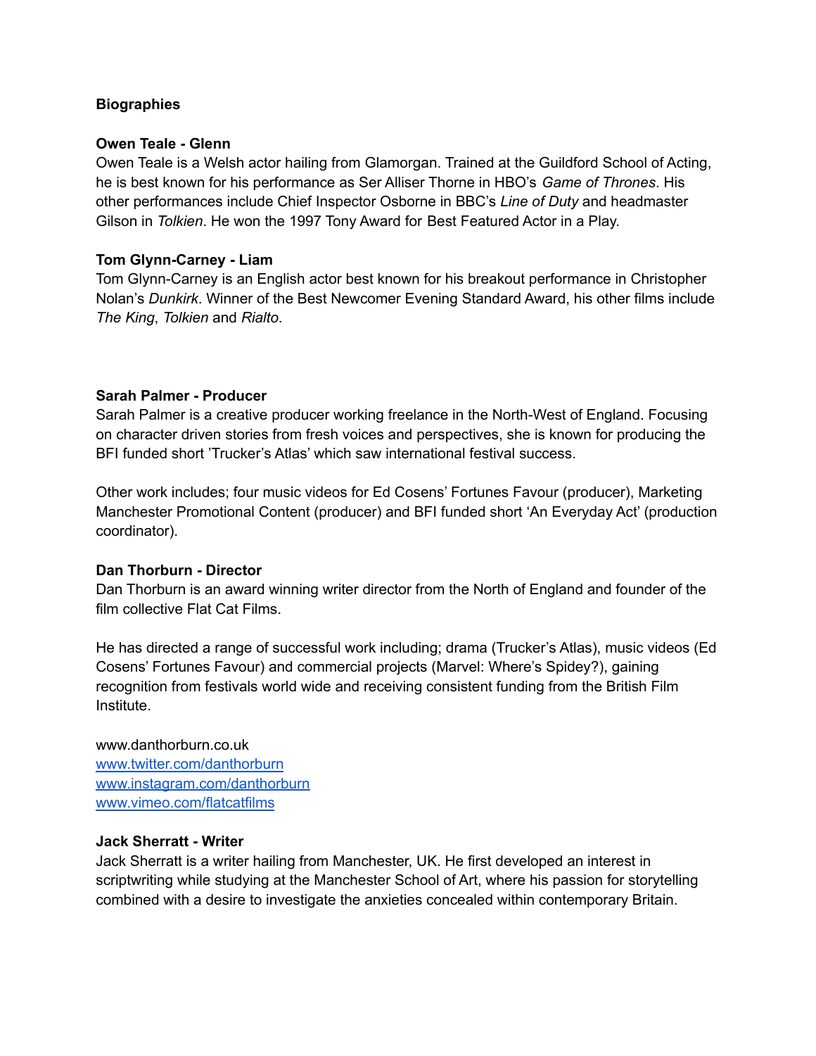**Biographies**

**Owen Teale - Glenn**

Owen Teale is a Welsh actor hailing from Glamorgan. Trained at the Guildford School of Acting, he is best known for his performance as Ser Alliser Thorne in HBO's *Game of Thrones*. His other performances include Chief Inspector Osborne in BBC's *Line of Duty* and headmaster Gilson in *Tolkien*. He won the 1997 Tony Award for Best Featured Actor in a Play.

**Tom Glynn-Carney - Liam**

Tom Glynn-Carney is an English actor best known for his breakout performance in Christopher Nolan's *Dunkirk*. Winner of the Best Newcomer Evening Standard Award, his other films include *The King*, *Tolkien* and *Rialto*.

**Sarah Palmer - Producer**

Sarah Palmer is a creative producer working freelance in the North-West of England. Focusing on character driven stories from fresh voices and perspectives, she is known for producing the BFI funded short 'Trucker's Atlas' which saw international festival success.

Other work includes; four music videos for Ed Cosens' Fortunes Favour (producer), Marketing Manchester Promotional Content (producer) and BFI funded short 'An Everyday Act' (production coordinator).

**Dan Thorburn - Director**

Dan Thorburn is an award winning writer director from the North of England and founder of the film collective Flat Cat Films.

He has directed a range of successful work including; drama (Trucker's Atlas), music videos (Ed Cosens' Fortunes Favour) and commercial projects (Marvel: Where's Spidey?), gaining recognition from festivals world wide and receiving consistent funding from the British Film Institute.

www.danthorburn.co.uk
www.twitter.com/danthorburn
www.instagram.com/danthorburn
www.vimeo.com/flatcatfilms

**Jack Sherratt - Writer**

Jack Sherratt is a writer hailing from Manchester, UK. He first developed an interest in scriptwriting while studying at the Manchester School of Art, where his passion for storytelling combined with a desire to investigate the anxieties concealed within contemporary Britain.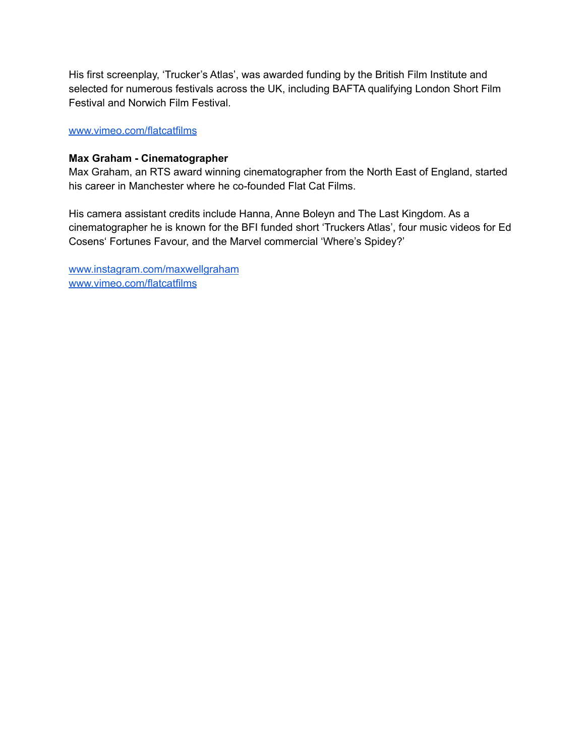His first screenplay, 'Trucker's Atlas', was awarded funding by the British Film Institute and selected for numerous festivals across the UK, including BAFTA qualifying London Short Film Festival and Norwich Film Festival.

[www.vimeo.com/flatcatfilms](http://www.vimeo.com/flatcatfilms)

**Max Graham - Cinematographer**
Max Graham, an RTS award winning cinematographer from the North East of England, started his career in Manchester where he co-founded Flat Cat Films.

His camera assistant credits include Hanna, Anne Boleyn and The Last Kingdom. As a cinematographer he is known for the BFI funded short 'Truckers Atlas', four music videos for Ed Cosens' Fortunes Favour, and the Marvel commercial 'Where's Spidey?'

[www.instagram.com/maxwellgraham](http://www.instagram.com/maxwellgraham)
[www.vimeo.com/flatcatfilms](http://www.vimeo.com/flatcatfilms)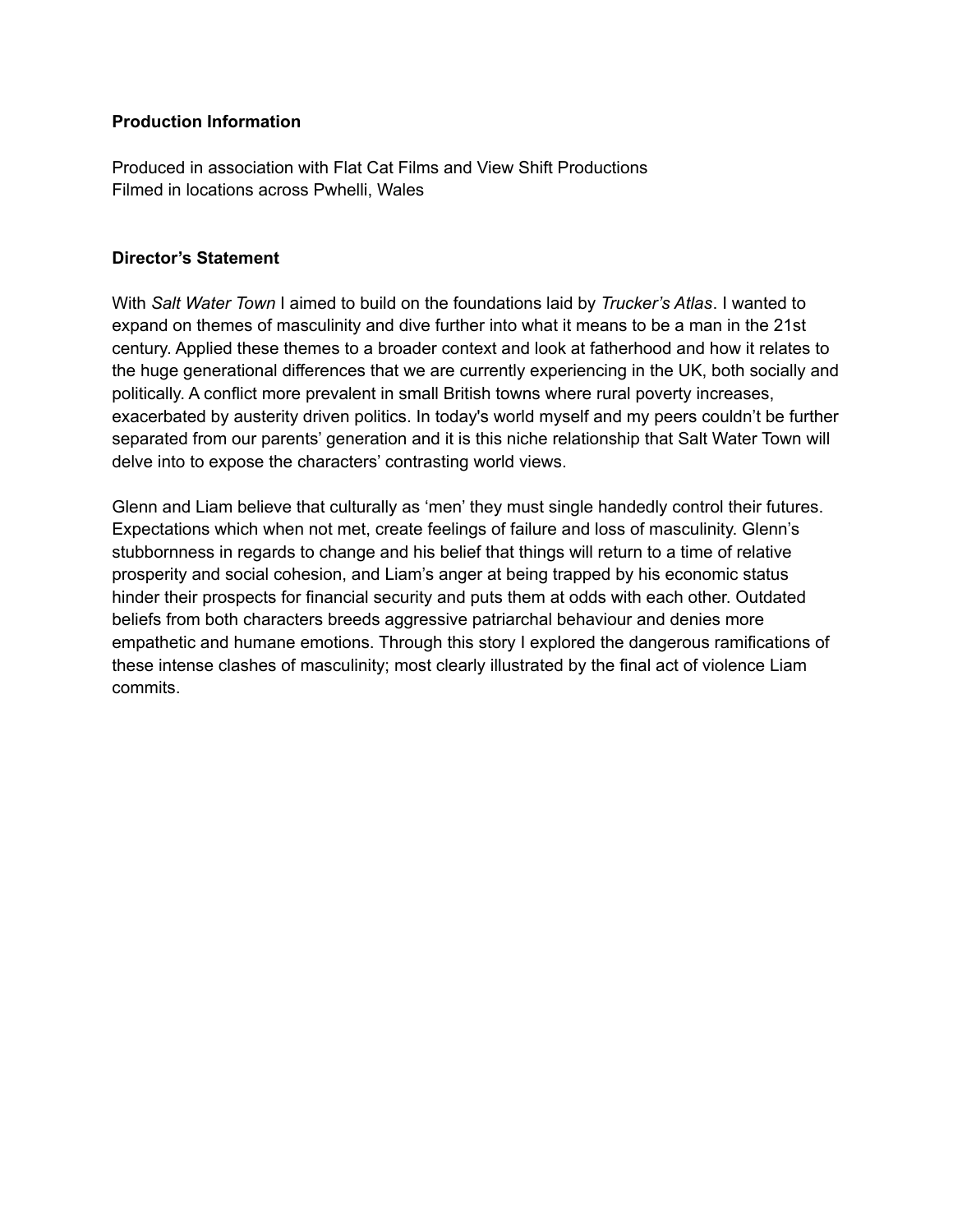**Production Information**

Produced in association with Flat Cat Films and View Shift Productions
Filmed in locations across Pwhelli, Wales

**Director's Statement**

With *Salt Water Town* I aimed to build on the foundations laid by *Trucker's Atlas*. I wanted to expand on themes of masculinity and dive further into what it means to be a man in the 21st century. Applied these themes to a broader context and look at fatherhood and how it relates to the huge generational differences that we are currently experiencing in the UK, both socially and politically. A conflict more prevalent in small British towns where rural poverty increases, exacerbated by austerity driven politics. In today's world myself and my peers couldn't be further separated from our parents' generation and it is this niche relationship that Salt Water Town will delve into to expose the characters' contrasting world views.

Glenn and Liam believe that culturally as 'men' they must single handedly control their futures. Expectations which when not met, create feelings of failure and loss of masculinity. Glenn's stubbornness in regards to change and his belief that things will return to a time of relative prosperity and social cohesion, and Liam's anger at being trapped by his economic status hinder their prospects for financial security and puts them at odds with each other. Outdated beliefs from both characters breeds aggressive patriarchal behaviour and denies more empathetic and humane emotions. Through this story I explored the dangerous ramifications of these intense clashes of masculinity; most clearly illustrated by the final act of violence Liam commits.